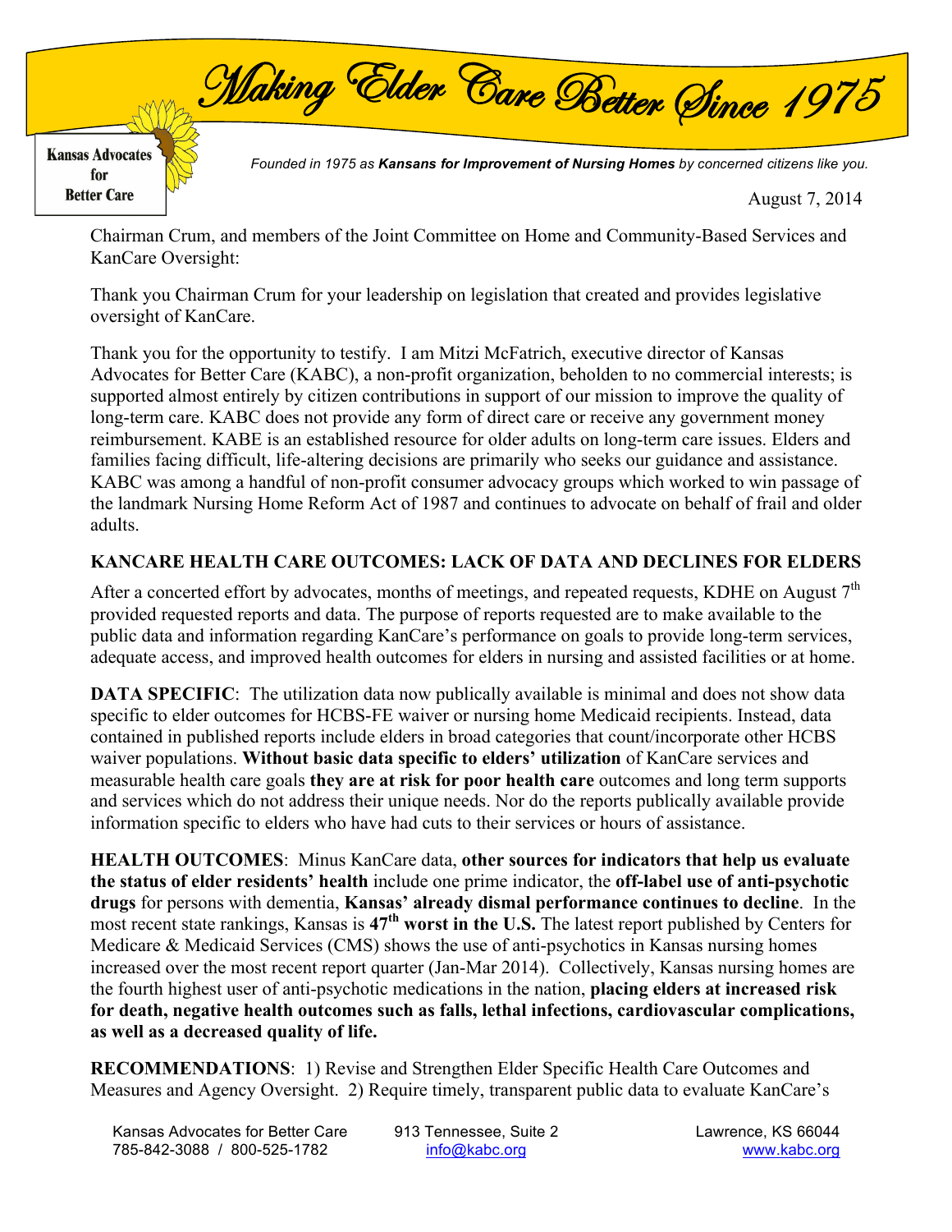# Making Elder Care Better Since 1975

**Kansas Advocates for Better Care**

*Founded in 1975 as **Kansans for Improvement of Nursing Homes** by concerned citizens like you.*

August 7, 2014

Chairman Crum, and members of the Joint Committee on Home and Community-Based Services and KanCare Oversight:

Thank you Chairman Crum for your leadership on legislation that created and provides legislative oversight of KanCare.

Thank you for the opportunity to testify. I am Mitzi McFatrich, executive director of Kansas Advocates for Better Care (KABC), a non-profit organization, beholden to no commercial interests; is supported almost entirely by citizen contributions in support of our mission to improve the quality of long-term care. KABC does not provide any form of direct care or receive any government money reimbursement. KABE is an established resource for older adults on long-term care issues. Elders and families facing difficult, life-altering decisions are primarily who seeks our guidance and assistance. KABC was among a handful of non-profit consumer advocacy groups which worked to win passage of the landmark Nursing Home Reform Act of 1987 and continues to advocate on behalf of frail and older adults.

**KANCARE HEALTH CARE OUTCOMES: LACK OF DATA AND DECLINES FOR ELDERS**

After a concerted effort by advocates, months of meetings, and repeated requests, KDHE on August 7th provided requested reports and data. The purpose of reports requested are to make available to the public data and information regarding KanCare's performance on goals to provide long-term services, adequate access, and improved health outcomes for elders in nursing and assisted facilities or at home.

**DATA SPECIFIC**: The utilization data now publically available is minimal and does not show data specific to elder outcomes for HCBS-FE waiver or nursing home Medicaid recipients. Instead, data contained in published reports include elders in broad categories that count/incorporate other HCBS waiver populations. **Without basic data specific to elders' utilization** of KanCare services and measurable health care goals **they are at risk for poor health care** outcomes and long term supports and services which do not address their unique needs. Nor do the reports publically available provide information specific to elders who have had cuts to their services or hours of assistance.

**HEALTH OUTCOMES**: Minus KanCare data, **other sources for indicators that help us evaluate the status of elder residents' health** include one prime indicator, the **off-label use of anti-psychotic drugs** for persons with dementia, **Kansas' already dismal performance continues to decline**. In the most recent state rankings, Kansas is **47th worst in the U.S.** The latest report published by Centers for Medicare & Medicaid Services (CMS) shows the use of anti-psychotics in Kansas nursing homes increased over the most recent report quarter (Jan-Mar 2014). Collectively, Kansas nursing homes are the fourth highest user of anti-psychotic medications in the nation, **placing elders at increased risk for death, negative health outcomes such as falls, lethal infections, cardiovascular complications, as well as a decreased quality of life.**

**RECOMMENDATIONS**: 1) Revise and Strengthen Elder Specific Health Care Outcomes and Measures and Agency Oversight. 2) Require timely, transparent public data to evaluate KanCare's

Kansas Advocates for Better Care | 913 Tennessee, Suite 2 | Lawrence, KS 66044
785-842-3088 / 800-525-1782 | info@kabc.org | www.kabc.org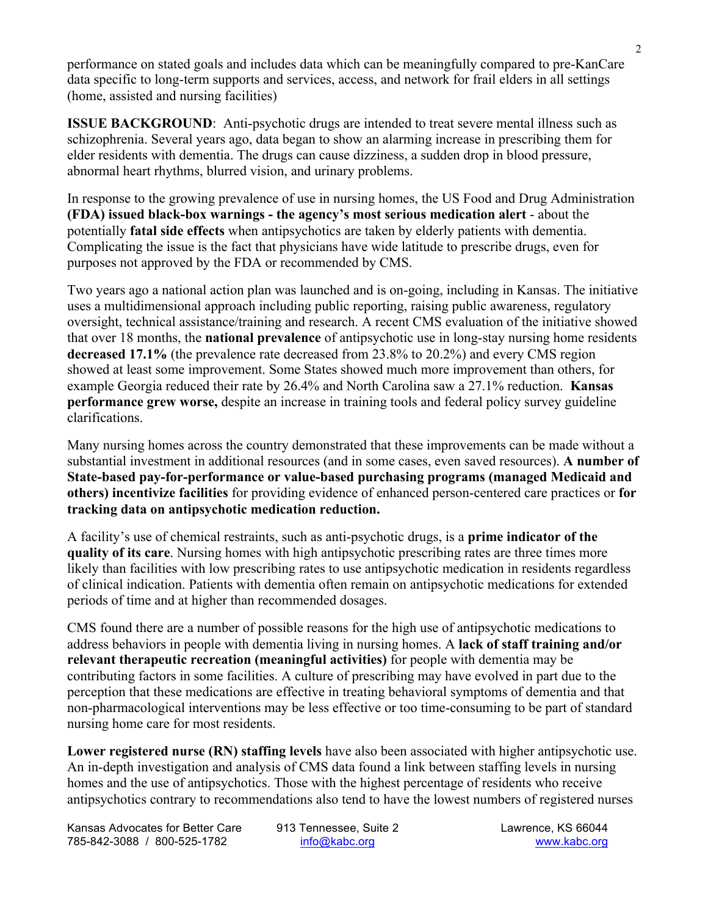performance on stated goals and includes data which can be meaningfully compared to pre-KanCare data specific to long-term supports and services, access, and network for frail elders in all settings (home, assisted and nursing facilities)

**ISSUE BACKGROUND**: Anti-psychotic drugs are intended to treat severe mental illness such as schizophrenia. Several years ago, data began to show an alarming increase in prescribing them for elder residents with dementia. The drugs can cause dizziness, a sudden drop in blood pressure, abnormal heart rhythms, blurred vision, and urinary problems.

In response to the growing prevalence of use in nursing homes, the US Food and Drug Administration **(FDA) issued black-box warnings - the agency's most serious medication alert** - about the potentially **fatal side effects** when antipsychotics are taken by elderly patients with dementia. Complicating the issue is the fact that physicians have wide latitude to prescribe drugs, even for purposes not approved by the FDA or recommended by CMS.

Two years ago a national action plan was launched and is on-going, including in Kansas. The initiative uses a multidimensional approach including public reporting, raising public awareness, regulatory oversight, technical assistance/training and research. A recent CMS evaluation of the initiative showed that over 18 months, the **national prevalence** of antipsychotic use in long-stay nursing home residents **decreased 17.1%** (the prevalence rate decreased from 23.8% to 20.2%) and every CMS region showed at least some improvement. Some States showed much more improvement than others, for example Georgia reduced their rate by 26.4% and North Carolina saw a 27.1% reduction. **Kansas performance grew worse,** despite an increase in training tools and federal policy survey guideline clarifications.

Many nursing homes across the country demonstrated that these improvements can be made without a substantial investment in additional resources (and in some cases, even saved resources). **A number of State-based pay-for-performance or value-based purchasing programs (managed Medicaid and others) incentivize facilities** for providing evidence of enhanced person-centered care practices or **for tracking data on antipsychotic medication reduction.**

A facility's use of chemical restraints, such as anti-psychotic drugs, is a **prime indicator of the quality of its care**. Nursing homes with high antipsychotic prescribing rates are three times more likely than facilities with low prescribing rates to use antipsychotic medication in residents regardless of clinical indication. Patients with dementia often remain on antipsychotic medications for extended periods of time and at higher than recommended dosages.

CMS found there are a number of possible reasons for the high use of antipsychotic medications to address behaviors in people with dementia living in nursing homes. A **lack of staff training and/or relevant therapeutic recreation (meaningful activities)** for people with dementia may be contributing factors in some facilities. A culture of prescribing may have evolved in part due to the perception that these medications are effective in treating behavioral symptoms of dementia and that non-pharmacological interventions may be less effective or too time-consuming to be part of standard nursing home care for most residents.

**Lower registered nurse (RN) staffing levels** have also been associated with higher antipsychotic use. An in-depth investigation and analysis of CMS data found a link between staffing levels in nursing homes and the use of antipsychotics. Those with the highest percentage of residents who receive antipsychotics contrary to recommendations also tend to have the lowest numbers of registered nurses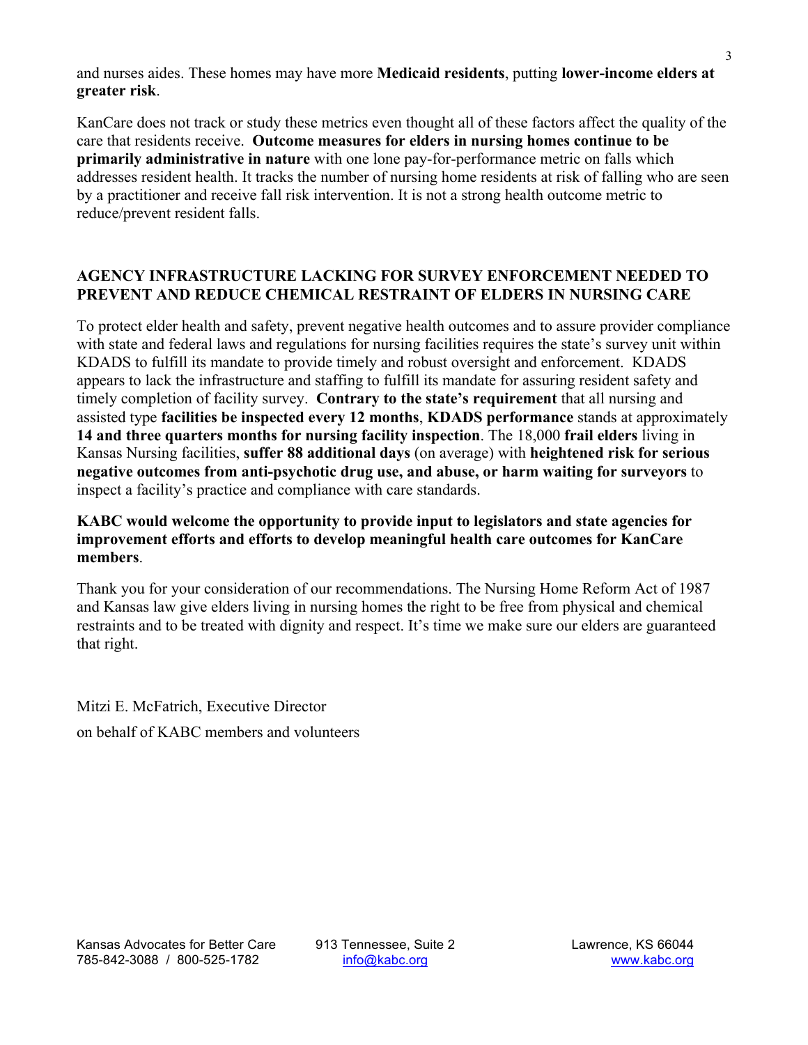and nurses aides. These homes may have more **Medicaid residents**, putting **lower-income elders at greater risk**.

KanCare does not track or study these metrics even thought all of these factors affect the quality of the care that residents receive. **Outcome measures for elders in nursing homes continue to be primarily administrative in nature** with one lone pay-for-performance metric on falls which addresses resident health. It tracks the number of nursing home residents at risk of falling who are seen by a practitioner and receive fall risk intervention. It is not a strong health outcome metric to reduce/prevent resident falls.

## AGENCY INFRASTRUCTURE LACKING FOR SURVEY ENFORCEMENT NEEDED TO PREVENT AND REDUCE CHEMICAL RESTRAINT OF ELDERS IN NURSING CARE

To protect elder health and safety, prevent negative health outcomes and to assure provider compliance with state and federal laws and regulations for nursing facilities requires the state's survey unit within KDADS to fulfill its mandate to provide timely and robust oversight and enforcement. KDADS appears to lack the infrastructure and staffing to fulfill its mandate for assuring resident safety and timely completion of facility survey. **Contrary to the state's requirement** that all nursing and assisted type **facilities be inspected every 12 months**, **KDADS performance** stands at approximately **14 and three quarters months for nursing facility inspection**. The 18,000 **frail elders** living in Kansas Nursing facilities, **suffer 88 additional days** (on average) with **heightened risk for serious negative outcomes from anti-psychotic drug use, and abuse, or harm waiting for surveyors** to inspect a facility's practice and compliance with care standards.

**KABC would welcome the opportunity to provide input to legislators and state agencies for improvement efforts and efforts to develop meaningful health care outcomes for KanCare members**.

Thank you for your consideration of our recommendations. The Nursing Home Reform Act of 1987 and Kansas law give elders living in nursing homes the right to be free from physical and chemical restraints and to be treated with dignity and respect. It's time we make sure our elders are guaranteed that right.

Mitzi E. McFatrich, Executive Director

on behalf of KABC members and volunteers

Kansas Advocates for Better Care 913 Tennessee, Suite 2 Lawrence, KS 66044
785-842-3088 / 800-525-1782 info@kabc.org www.kabc.org